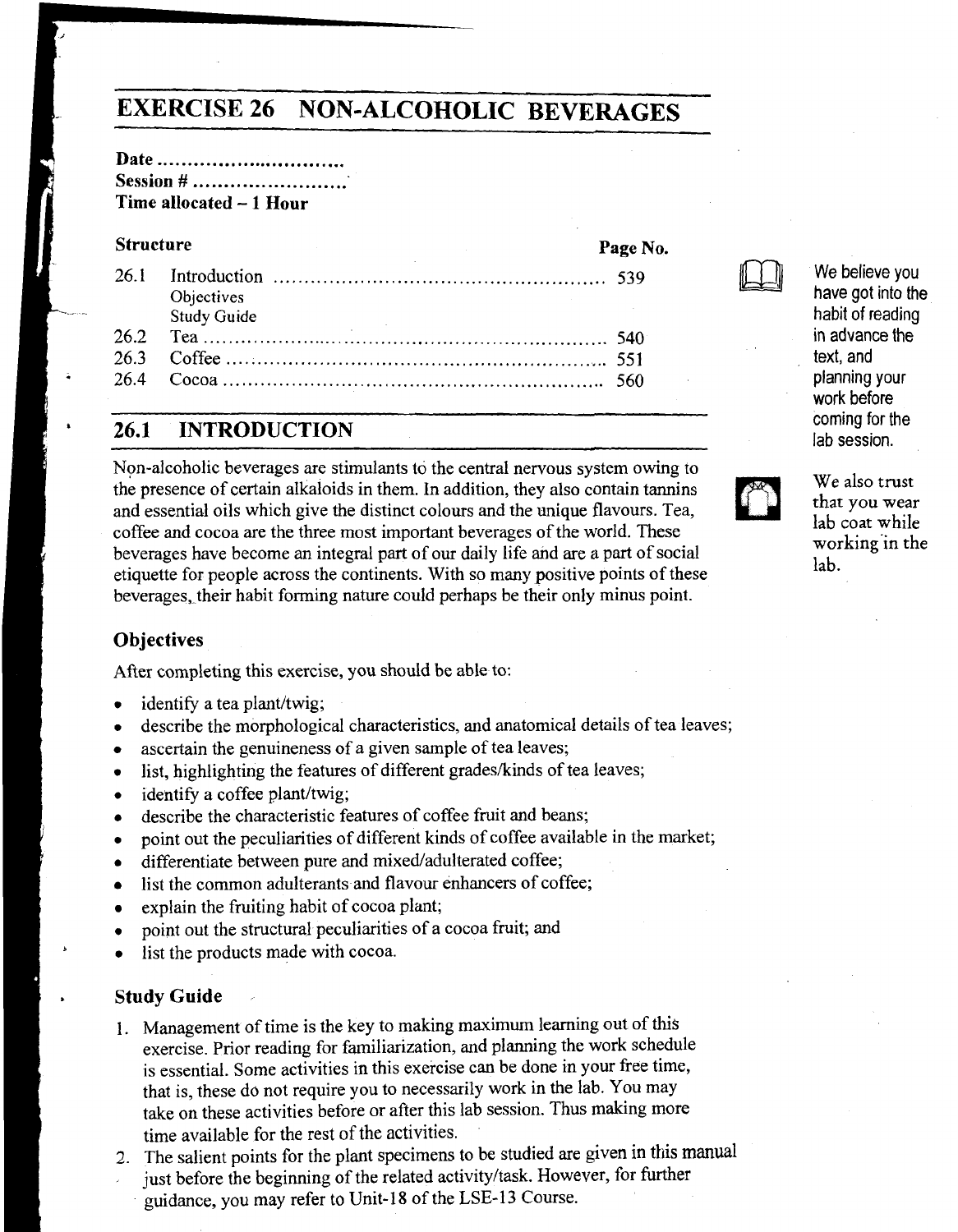# EXERCISE 26 NON-ALCOHOLIC BEVERAGES

**Date ..............................**
**Session # .........................**
**Time allocated – 1 Hour**

| **Structure** | | **Page No.** |
|---|---|---|
| 26.1 | Introduction | 539 |
| | Objectives | |
| | Study Guide | |
| 26.2 | Tea | 540 |
| 26.3 | Coffee | 551 |
| 26.4 | Cocoa | 560 |

We believe you have got into the habit of reading in advance the text, and planning your work before coming for the lab session.

We also trust that you wear lab coat while working in the lab.

## 26.1 INTRODUCTION

Non-alcoholic beverages are stimulants to the central nervous system owing to the presence of certain alkaloids in them. In addition, they also contain tannins and essential oils which give the distinct colours and the unique flavours. Tea, coffee and cocoa are the three most important beverages of the world. These beverages have become an integral part of our daily life and are a part of social etiquette for people across the continents. With so many positive points of these beverages, their habit forming nature could perhaps be their only minus point.

### Objectives

After completing this exercise, you should be able to:

- identify a tea plant/twig;
- describe the morphological characteristics, and anatomical details of tea leaves;
- ascertain the genuineness of a given sample of tea leaves;
- list, highlighting the features of different grades/kinds of tea leaves;
- identify a coffee plant/twig;
- describe the characteristic features of coffee fruit and beans;
- point out the peculiarities of different kinds of coffee available in the market;
- differentiate between pure and mixed/adulterated coffee;
- list the common adulterants and flavour enhancers of coffee;
- explain the fruiting habit of cocoa plant;
- point out the structural peculiarities of a cocoa fruit; and
- list the products made with cocoa.

### Study Guide

1. Management of time is the key to making maximum learning out of this exercise. Prior reading for familiarization, and planning the work schedule is essential. Some activities in this exercise can be done in your free time, that is, these do not require you to necessarily work in the lab. You may take on these activities before or after this lab session. Thus making more time available for the rest of the activities.
2. The salient points for the plant specimens to be studied are given in this manual just before the beginning of the related activity/task. However, for further guidance, you may refer to Unit-18 of the LSE-13 Course.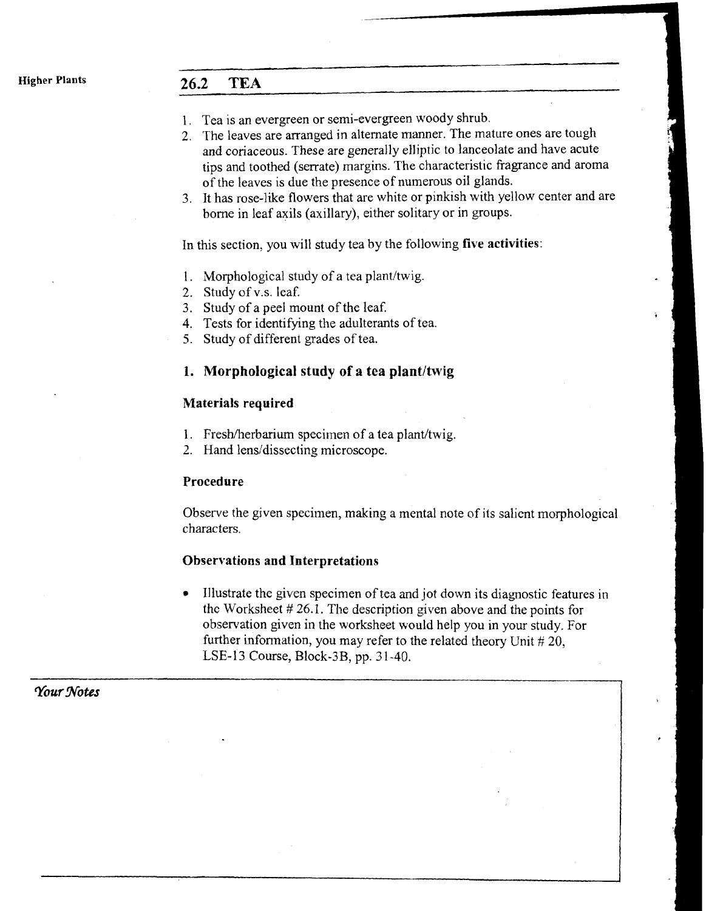## 26.2 TEA

1. Tea is an evergreen or semi-evergreen woody shrub.
2. The leaves are arranged in alternate manner. The mature ones are tough and coriaceous. These are generally elliptic to lanceolate and have acute tips and toothed (serrate) margins. The characteristic fragrance and aroma of the leaves is due the presence of numerous oil glands.
3. It has rose-like flowers that are white or pinkish with yellow center and are borne in leaf axils (axillary), either solitary or in groups.

In this section, you will study tea by the following **five activities**:

1. Morphological study of a tea plant/twig.
2. Study of v.s. leaf.
3. Study of a peel mount of the leaf.
4. Tests for identifying the adulterants of tea.
5. Study of different grades of tea.

### 1. Morphological study of a tea plant/twig

#### Materials required

1. Fresh/herbarium specimen of a tea plant/twig.
2. Hand lens/dissecting microscope.

#### Procedure

Observe the given specimen, making a mental note of its salient morphological characters.

#### Observations and Interpretations

- Illustrate the given specimen of tea and jot down its diagnostic features in the Worksheet # 26.1. The description given above and the points for observation given in the worksheet would help you in your study. For further information, you may refer to the related theory Unit # 20, LSE-13 Course, Block-3B, pp. 31-40.

*Your Notes*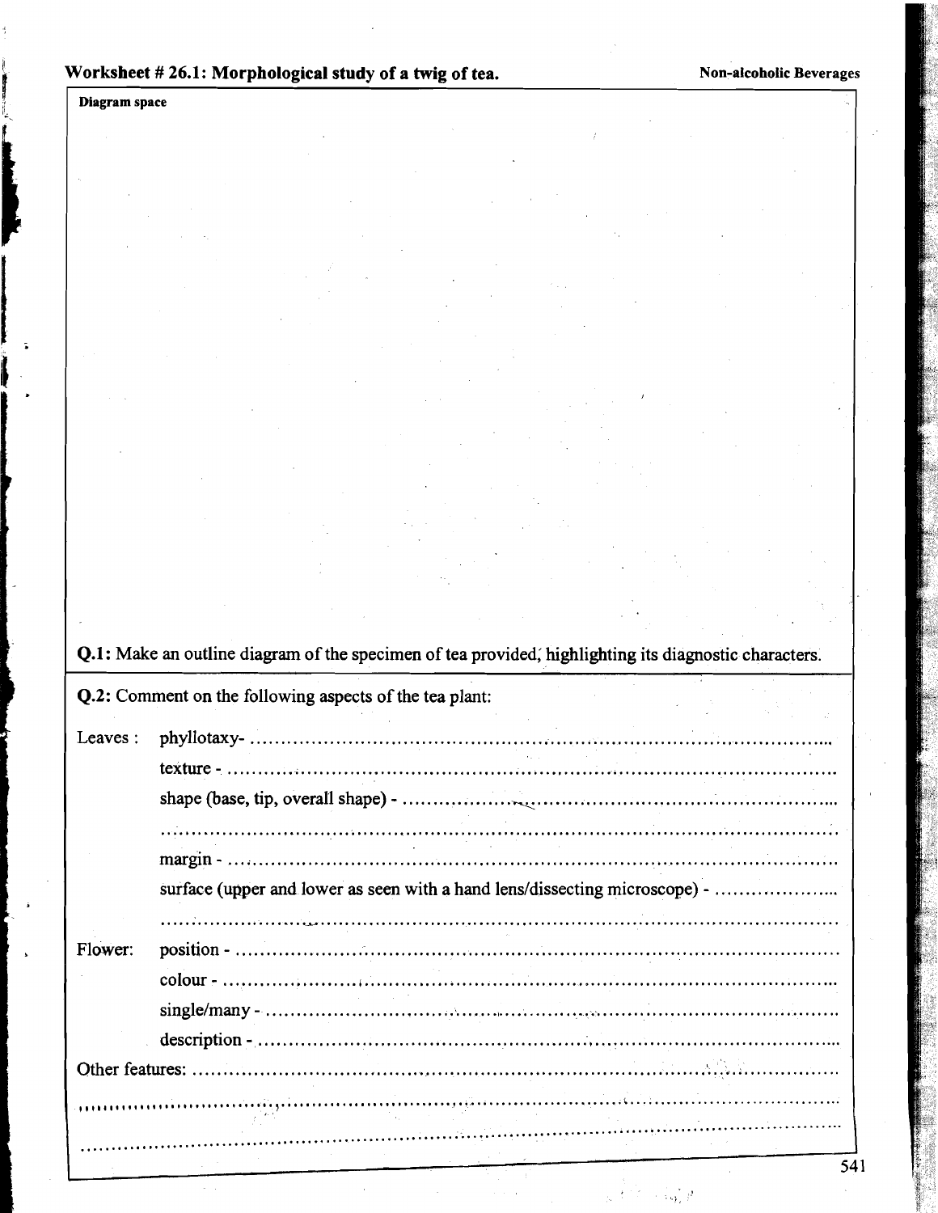## Worksheet # 26.1: Morphological study of a twig of tea.

**Non-alcoholic Beverages**

**Diagram space**

**Q.1:** Make an outline diagram of the specimen of tea provided, highlighting its diagnostic characters.

**Q.2:** Comment on the following aspects of the tea plant:

Leaves :

- phyllotaxy- ..............................................................................................
- texture - ..............................................................................................
- shape (base, tip, overall shape) - ..............................................................................................
  ..............................................................................................
- margin - ..............................................................................................
- surface (upper and lower as seen with a hand lens/dissecting microscope) - ....................
  ..............................................................................................

Flower:

- position - ..............................................................................................
- colour - ..............................................................................................
- single/many - ..............................................................................................
- description - ..............................................................................................

Other features: ..............................................................................................

..............................................................................................

..............................................................................................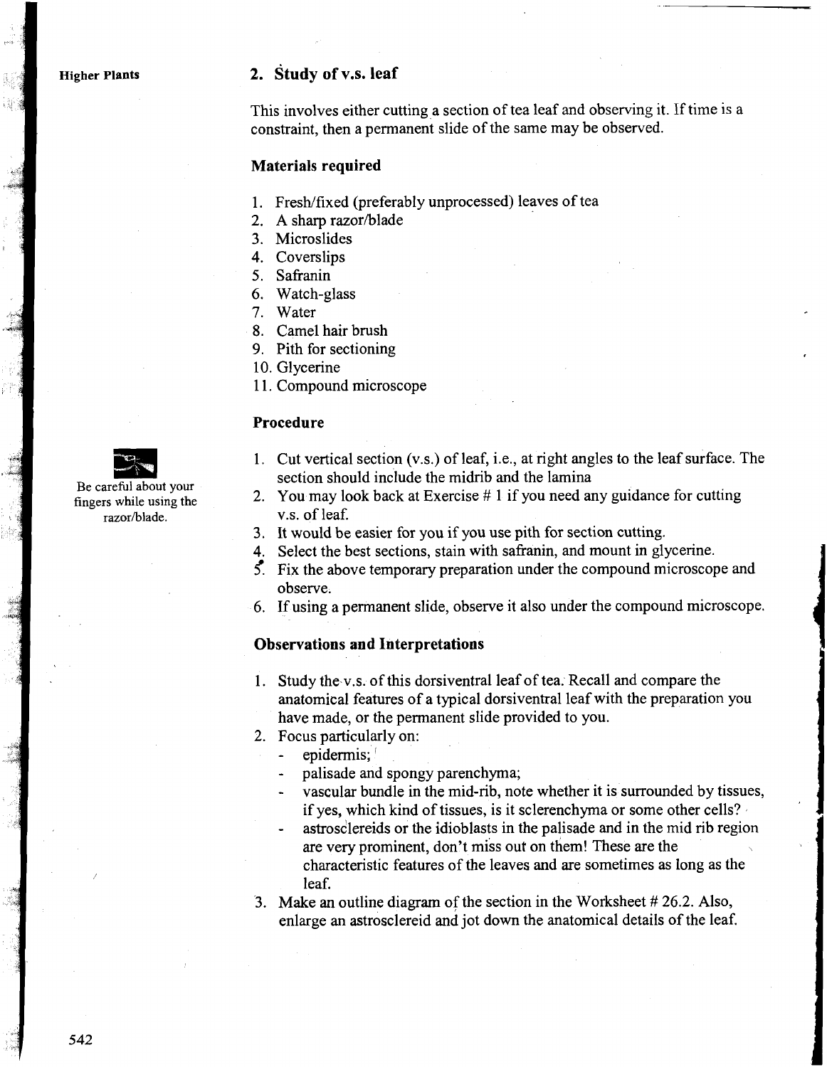## 2. Study of v.s. leaf

This involves either cutting a section of tea leaf and observing it. If time is a constraint, then a permanent slide of the same may be observed.

### Materials required

1. Fresh/fixed (preferably unprocessed) leaves of tea
2. A sharp razor/blade
3. Microslides
4. Coverslips
5. Safranin
6. Watch-glass
7. Water
8. Camel hair brush
9. Pith for sectioning
10. Glycerine
11. Compound microscope

### Procedure

Be careful about your fingers while using the razor/blade.

1. Cut vertical section (v.s.) of leaf, i.e., at right angles to the leaf surface. The section should include the midrib and the lamina
2. You may look back at Exercise # 1 if you need any guidance for cutting v.s. of leaf.
3. It would be easier for you if you use pith for section cutting.
4. Select the best sections, stain with safranin, and mount in glycerine.
5. Fix the above temporary preparation under the compound microscope and observe.
6. If using a permanent slide, observe it also under the compound microscope.

### Observations and Interpretations

1. Study the v.s. of this dorsiventral leaf of tea. Recall and compare the anatomical features of a typical dorsiventral leaf with the preparation you have made, or the permanent slide provided to you.
2. Focus particularly on:
   - epidermis;
   - palisade and spongy parenchyma;
   - vascular bundle in the mid-rib, note whether it is surrounded by tissues, if yes, which kind of tissues, is it sclerenchyma or some other cells?
   - astrosclereids or the idioblasts in the palisade and in the mid rib region are very prominent, don't miss out on them! These are the characteristic features of the leaves and are sometimes as long as the leaf.
3. Make an outline diagram of the section in the Worksheet # 26.2. Also, enlarge an astrosclereid and jot down the anatomical details of the leaf.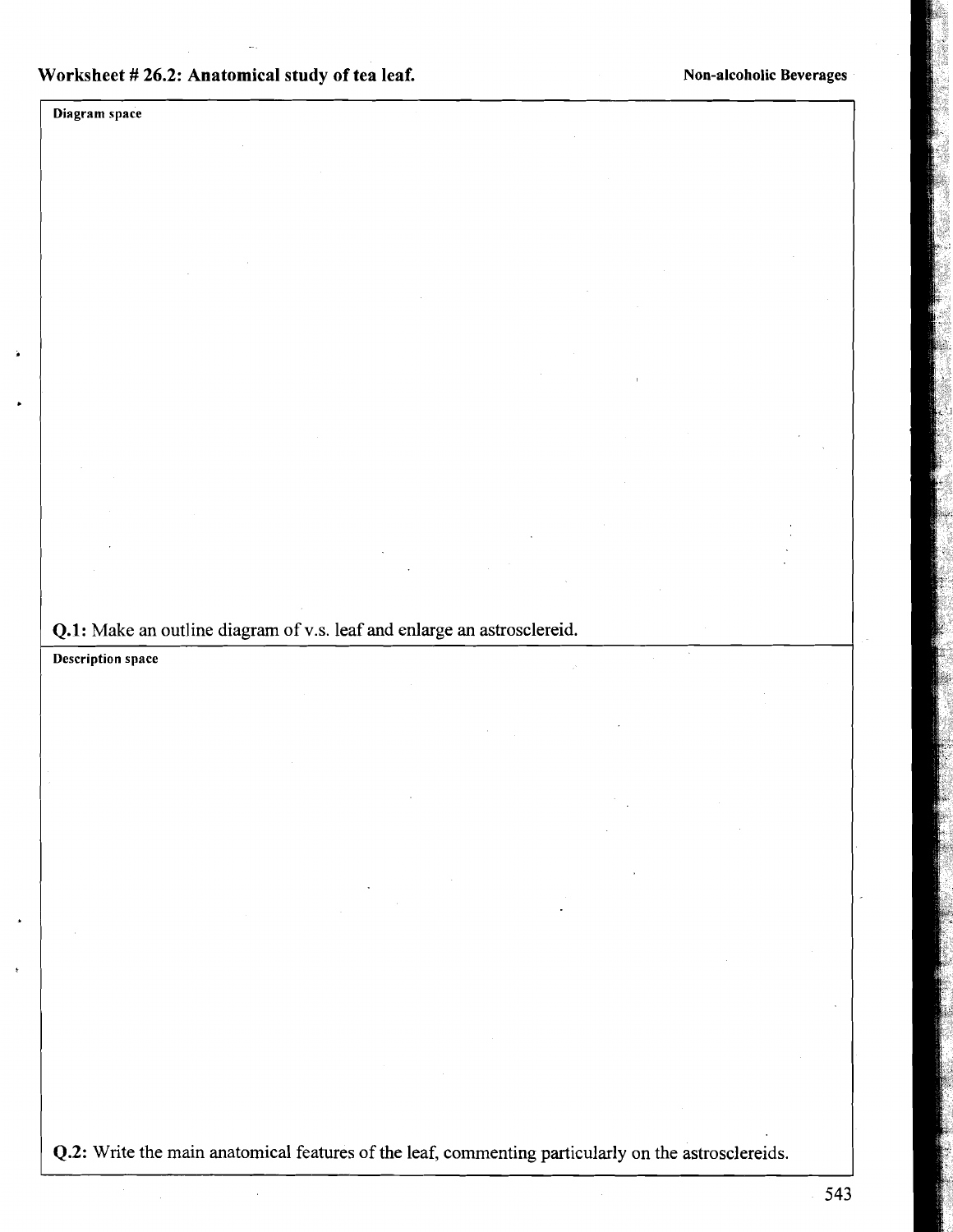## Worksheet # 26.2: Anatomical study of tea leaf.

**Non-alcoholic Beverages**

**Diagram space**

**Q.1:** Make an outline diagram of v.s. leaf and enlarge an astrosclereid.

**Description space**

**Q.2:** Write the main anatomical features of the leaf, commenting particularly on the astrosclereids.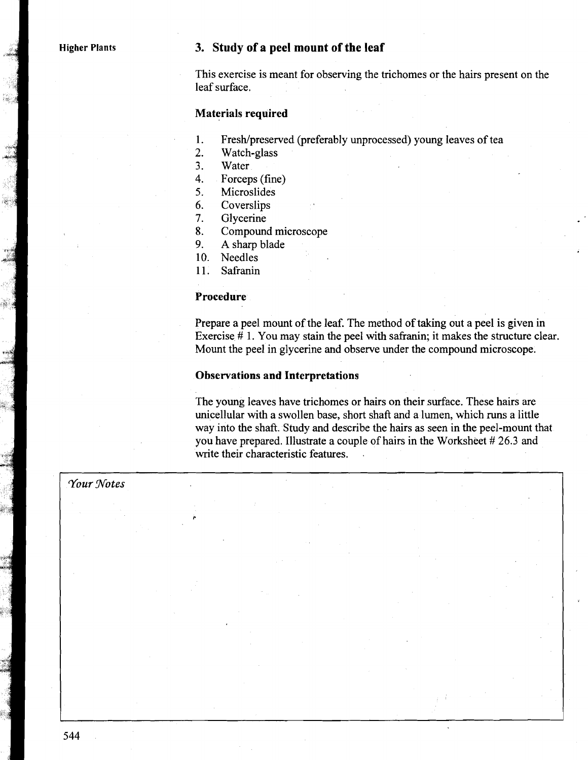### 3. Study of a peel mount of the leaf

This exercise is meant for observing the trichomes or the hairs present on the leaf surface.

**Materials required**

1. Fresh/preserved (preferably unprocessed) young leaves of tea
2. Watch-glass
3. Water
4. Forceps (fine)
5. Microslides
6. Coverslips
7. Glycerine
8. Compound microscope
9. A sharp blade
10. Needles
11. Safranin

**Procedure**

Prepare a peel mount of the leaf. The method of taking out a peel is given in Exercise # 1. You may stain the peel with safranin; it makes the structure clear. Mount the peel in glycerine and observe under the compound microscope.

**Observations and Interpretations**

The young leaves have trichomes or hairs on their surface. These hairs are unicellular with a swollen base, short shaft and a lumen, which runs a little way into the shaft. Study and describe the hairs as seen in the peel-mount that you have prepared. Illustrate a couple of hairs in the Worksheet # 26.3 and write their characteristic features.

*Your Notes*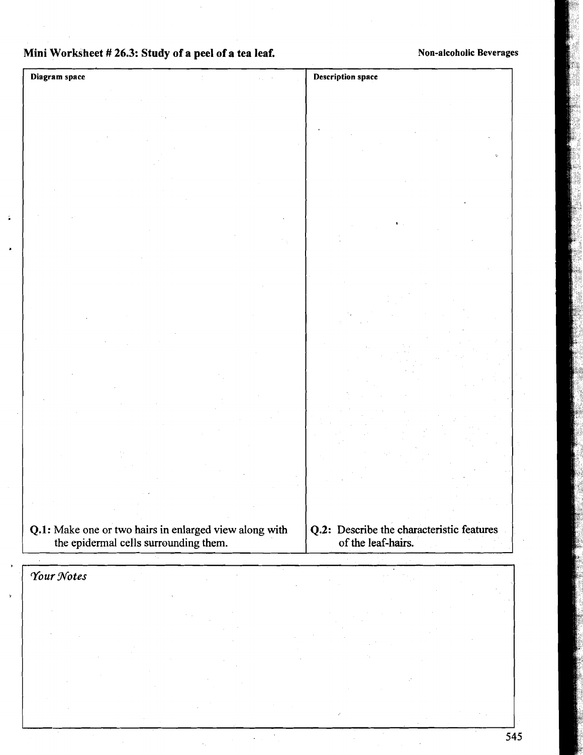## Mini Worksheet # 26.3: Study of a peel of a tea leaf.

Non-alcoholic Beverages

| Diagram space | Description space |
| --- | --- |
| **Q.1:** Make one or two hairs in enlarged view along with the epidermal cells surrounding them. | **Q.2:** Describe the characteristic features of the leaf-hairs. |

*Your Notes*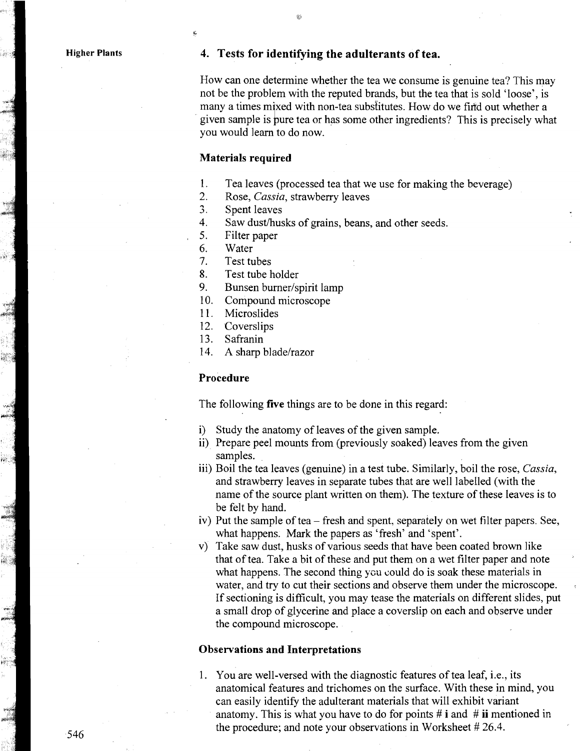## 4. Tests for identifying the adulterants of tea.

How can one determine whether the tea we consume is genuine tea? This may not be the problem with the reputed brands, but the tea that is sold 'loose', is many a times mixed with non-tea substitutes. How do we find out whether a given sample is pure tea or has some other ingredients? This is precisely what you would learn to do now.

### Materials required

1. Tea leaves (processed tea that we use for making the beverage)
2. Rose, *Cassia*, strawberry leaves
3. Spent leaves
4. Saw dust/husks of grains, beans, and other seeds.
5. Filter paper
6. Water
7. Test tubes
8. Test tube holder
9. Bunsen burner/spirit lamp
10. Compound microscope
11. Microslides
12. Coverslips
13. Safranin
14. A sharp blade/razor

### Procedure

The following **five** things are to be done in this regard:

i) Study the anatomy of leaves of the given sample.
ii) Prepare peel mounts from (previously soaked) leaves from the given samples.
iii) Boil the tea leaves (genuine) in a test tube. Similarly, boil the rose, *Cassia*, and strawberry leaves in separate tubes that are well labelled (with the name of the source plant written on them). The texture of these leaves is to be felt by hand.
iv) Put the sample of tea – fresh and spent, separately on wet filter papers. See, what happens. Mark the papers as 'fresh' and 'spent'.
v) Take saw dust, husks of various seeds that have been coated brown like that of tea. Take a bit of these and put them on a wet filter paper and note what happens. The second thing you could do is soak these materials in water, and try to cut their sections and observe them under the microscope. If sectioning is difficult, you may tease the materials on different slides, put a small drop of glycerine and place a coverslip on each and observe under the compound microscope.

### Observations and Interpretations

1. You are well-versed with the diagnostic features of tea leaf, i.e., its anatomical features and trichomes on the surface. With these in mind, you can easily identify the adulterant materials that will exhibit variant anatomy. This is what you have to do for points # **i** and # **ii** mentioned in the procedure; and note your observations in Worksheet # 26.4.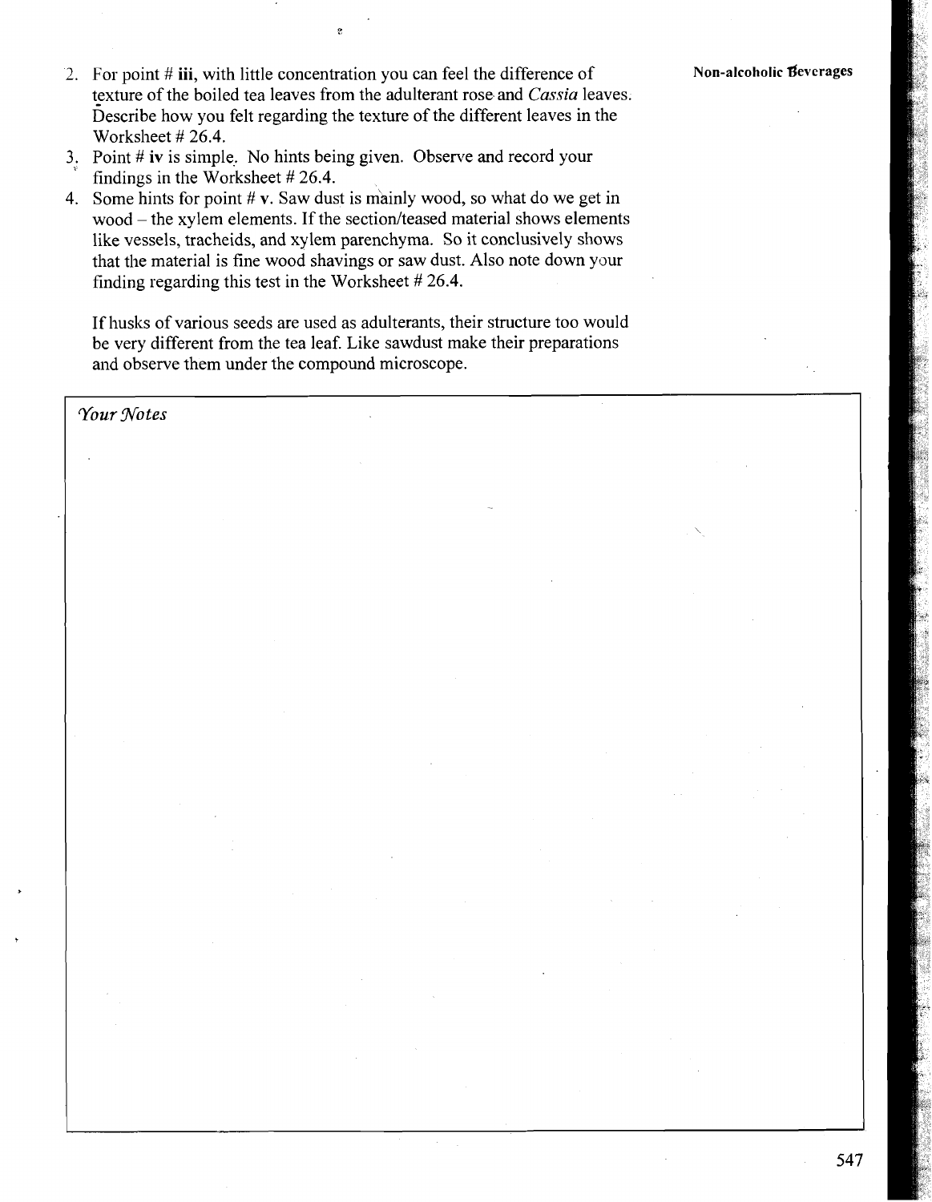2. For point # **iii**, with little concentration you can feel the difference of texture of the boiled tea leaves from the adulterant rose and *Cassia* leaves. Describe how you felt regarding the texture of the different leaves in the Worksheet # 26.4.
3. Point # **iv** is simple. No hints being given. Observe and record your findings in the Worksheet # 26.4.
4. Some hints for point # **v**. Saw dust is mainly wood, so what do we get in wood – the xylem elements. If the section/teased material shows elements like vessels, tracheids, and xylem parenchyma. So it conclusively shows that the material is fine wood shavings or saw dust. Also note down your finding regarding this test in the Worksheet # 26.4.

If husks of various seeds are used as adulterants, their structure too would be very different from the tea leaf. Like sawdust make their preparations and observe them under the compound microscope.

*Your Notes*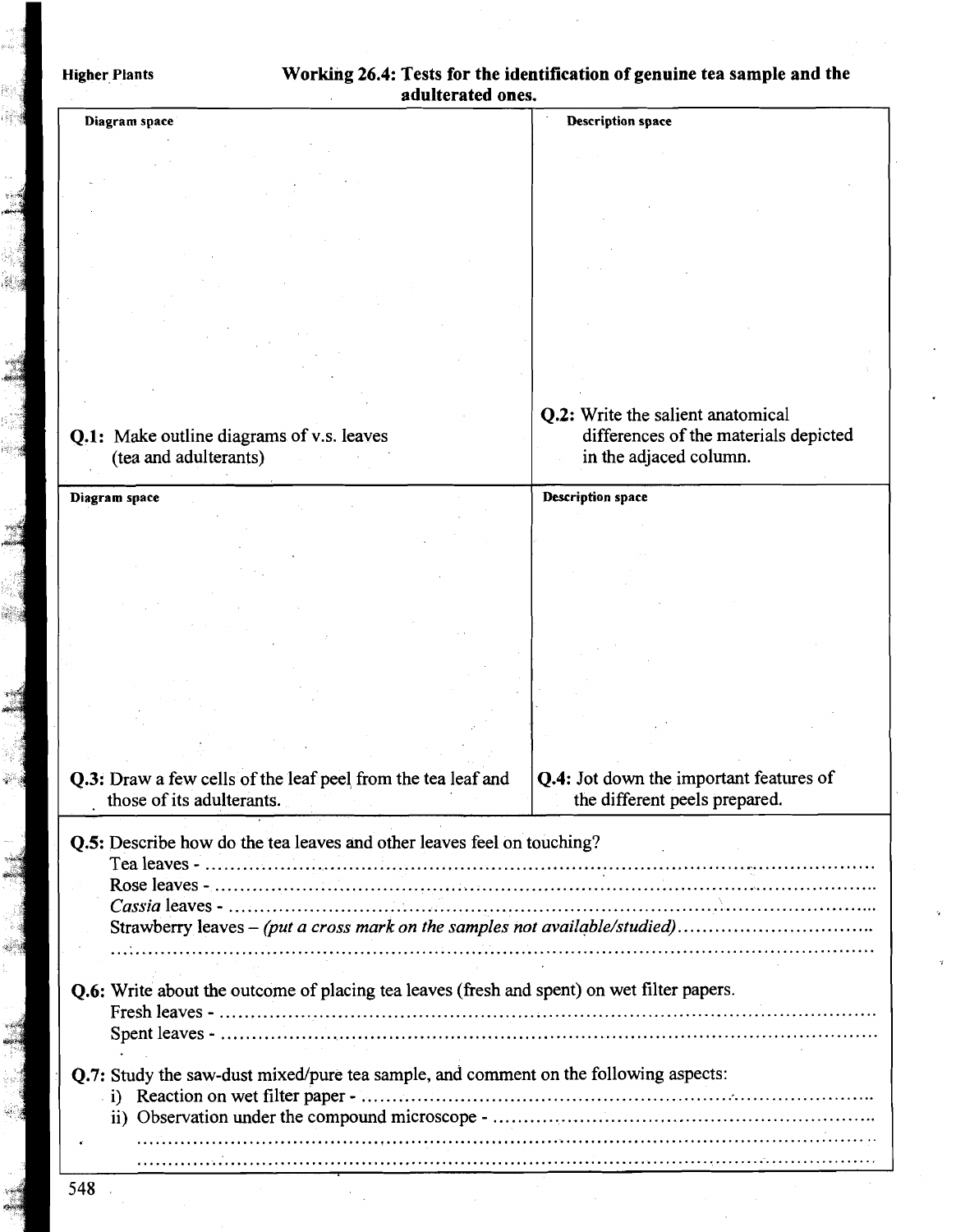## Working 26.4: Tests for the identification of genuine tea sample and the adulterated ones.

| Diagram space | Description space |
|---|---|
| **Q.1:** Make outline diagrams of v.s. leaves (tea and adulterants) | **Q.2:** Write the salient anatomical differences of the materials depicted in the adjaced column. |
| **Q.3:** Draw a few cells of the leaf peel from the tea leaf and those of its adulterants. | **Q.4:** Jot down the important features of the different peels prepared. |

**Q.5:** Describe how do the tea leaves and other leaves feel on touching?

Tea leaves - ..........................................................................................................

Rose leaves - ..........................................................................................................

*Cassia* leaves - ..........................................................................................................

Strawberry leaves – *(put a cross mark on the samples not available/studied)*..............................

..........................................................................................................

**Q.6:** Write about the outcome of placing tea leaves (fresh and spent) on wet filter papers.

Fresh leaves - ..........................................................................................................

Spent leaves - ..........................................................................................................

**Q.7:** Study the saw-dust mixed/pure tea sample, and comment on the following aspects:

i) Reaction on wet filter paper - ..........................................................................................................

ii) Observation under the compound microscope - ..........................................................................................................

..........................................................................................................

..........................................................................................................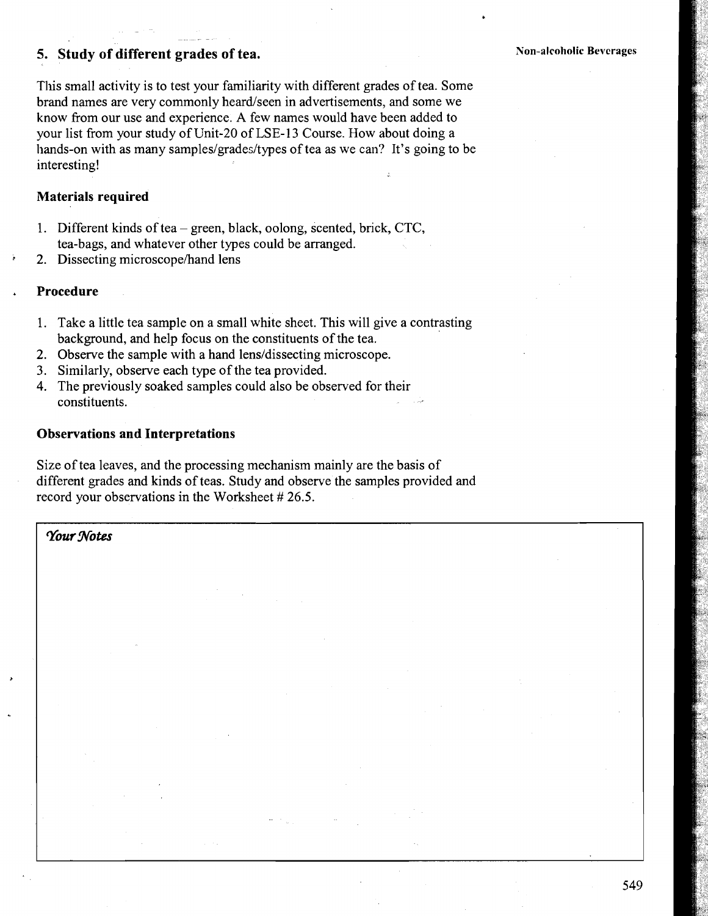## 5. Study of different grades of tea.

This small activity is to test your familiarity with different grades of tea. Some brand names are very commonly heard/seen in advertisements, and some we know from our use and experience. A few names would have been added to your list from your study of Unit-20 of LSE-13 Course. How about doing a hands-on with as many samples/grades/types of tea as we can? It's going to be interesting!

### Materials required

1. Different kinds of tea – green, black, oolong, scented, brick, CTC, tea-bags, and whatever other types could be arranged.
2. Dissecting microscope/hand lens

### Procedure

1. Take a little tea sample on a small white sheet. This will give a contrasting background, and help focus on the constituents of the tea.
2. Observe the sample with a hand lens/dissecting microscope.
3. Similarly, observe each type of the tea provided.
4. The previously soaked samples could also be observed for their constituents.

### Observations and Interpretations

Size of tea leaves, and the processing mechanism mainly are the basis of different grades and kinds of teas. Study and observe the samples provided and record your observations in the Worksheet # 26.5.

*Your Notes*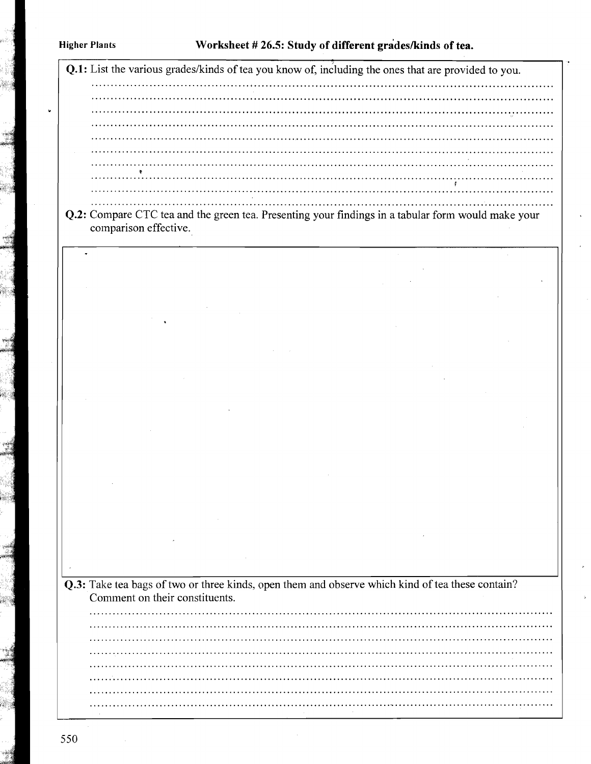## Worksheet # 26.5: Study of different grades/kinds of tea.

**Q.1:** List the various grades/kinds of tea you know of, including the ones that are provided to you.

**Q.2:** Compare CTC tea and the green tea. Presenting your findings in a tabular form would make your comparison effective.

**Q.3:** Take tea bags of two or three kinds, open them and observe which kind of tea these contain? Comment on their constituents.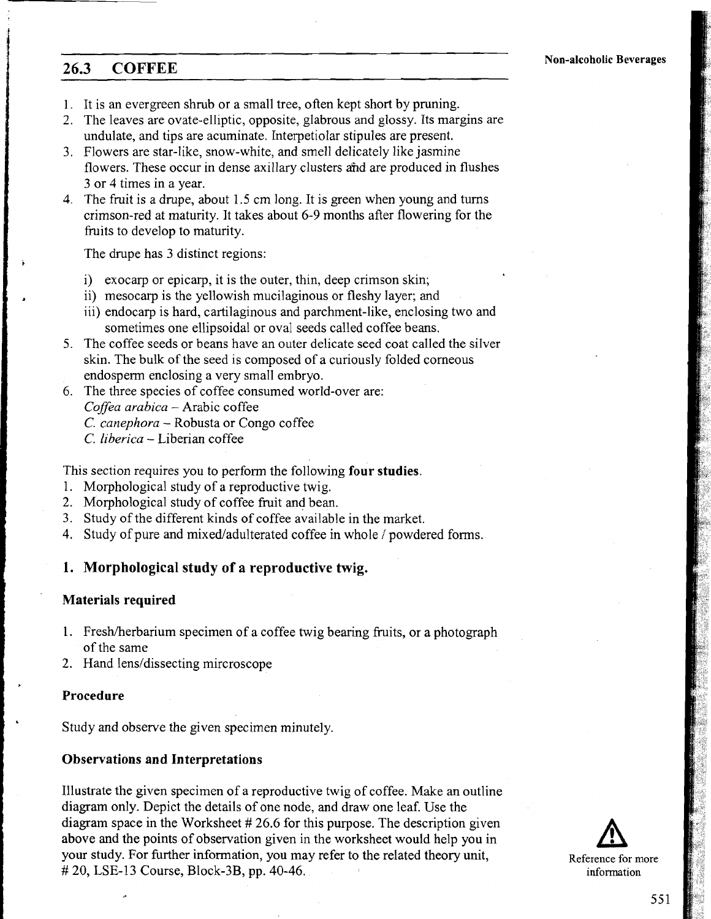## 26.3 COFFEE

1. It is an evergreen shrub or a small tree, often kept short by pruning.
2. The leaves are ovate-elliptic, opposite, glabrous and glossy. Its margins are undulate, and tips are acuminate. Interpetiolar stipules are present.
3. Flowers are star-like, snow-white, and smell delicately like jasmine flowers. These occur in dense axillary clusters and are produced in flushes 3 or 4 times in a year.
4. The fruit is a drupe, about 1.5 cm long. It is green when young and turns crimson-red at maturity. It takes about 6-9 months after flowering for the fruits to develop to maturity.

   The drupe has 3 distinct regions:

   i) exocarp or epicarp, it is the outer, thin, deep crimson skin;
   ii) mesocarp is the yellowish mucilaginous or fleshy layer; and
   iii) endocarp is hard, cartilaginous and parchment-like, enclosing two and sometimes one ellipsoidal or oval seeds called coffee beans.
5. The coffee seeds or beans have an outer delicate seed coat called the silver skin. The bulk of the seed is composed of a curiously folded corneous endosperm enclosing a very small embryo.
6. The three species of coffee consumed world-over are:
   *Coffea arabica* – Arabic coffee
   *C. canephora* – Robusta or Congo coffee
   *C. liberica* – Liberian coffee

This section requires you to perform the following **four studies**.

1. Morphological study of a reproductive twig.
2. Morphological study of coffee fruit and bean.
3. Study of the different kinds of coffee available in the market.
4. Study of pure and mixed/adulterated coffee in whole / powdered forms.

### 1. Morphological study of a reproductive twig.

#### Materials required

1. Fresh/herbarium specimen of a coffee twig bearing fruits, or a photograph of the same
2. Hand lens/dissecting mircroscope

#### Procedure

Study and observe the given specimen minutely.

#### Observations and Interpretations

Illustrate the given specimen of a reproductive twig of coffee. Make an outline diagram only. Depict the details of one node, and draw one leaf. Use the diagram space in the Worksheet # 26.6 for this purpose. The description given above and the points of observation given in the worksheet would help you in your study. For further information, you may refer to the related theory unit, # 20, LSE-13 Course, Block-3B, pp. 40-46.

Reference for more information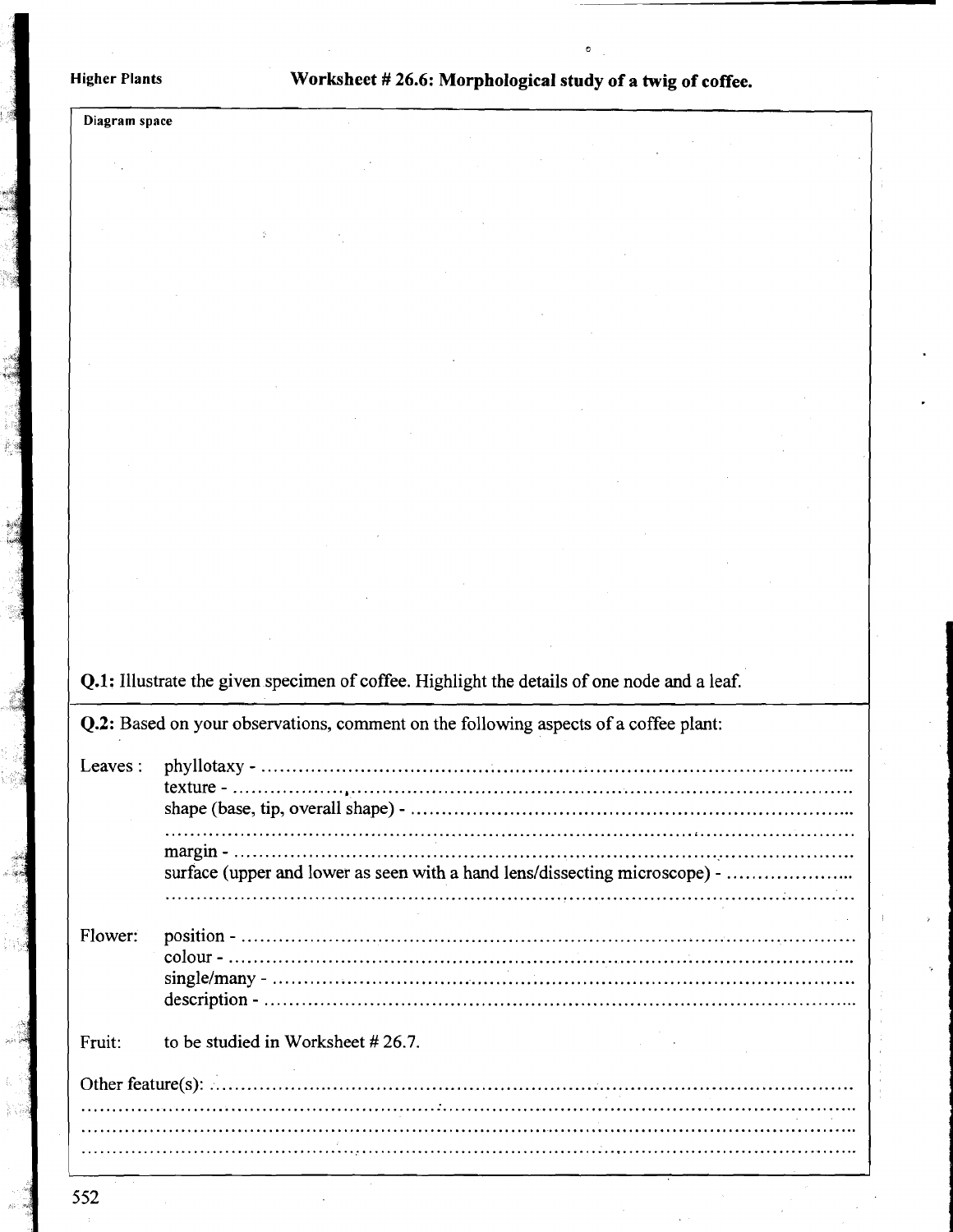## Worksheet # 26.6: Morphological study of a twig of coffee.

Diagram space

**Q.1:** Illustrate the given specimen of coffee. Highlight the details of one node and a leaf.

**Q.2:** Based on your observations, comment on the following aspects of a coffee plant:

Leaves :
- phyllotaxy - ..........................................................................................
- texture - ..........................................................................................
- shape (base, tip, overall shape) - ..........................................................................................

..........................................................................................
- margin - ..........................................................................................
- surface (upper and lower as seen with a hand lens/dissecting microscope) - ..........................................................................................

..........................................................................................

Flower:
- position - ..........................................................................................
- colour - ..........................................................................................
- single/many - ..........................................................................................
- description - ..........................................................................................

Fruit: to be studied in Worksheet # 26.7.

Other feature(s): ..........................................................................................

..........................................................................................

..........................................................................................

..........................................................................................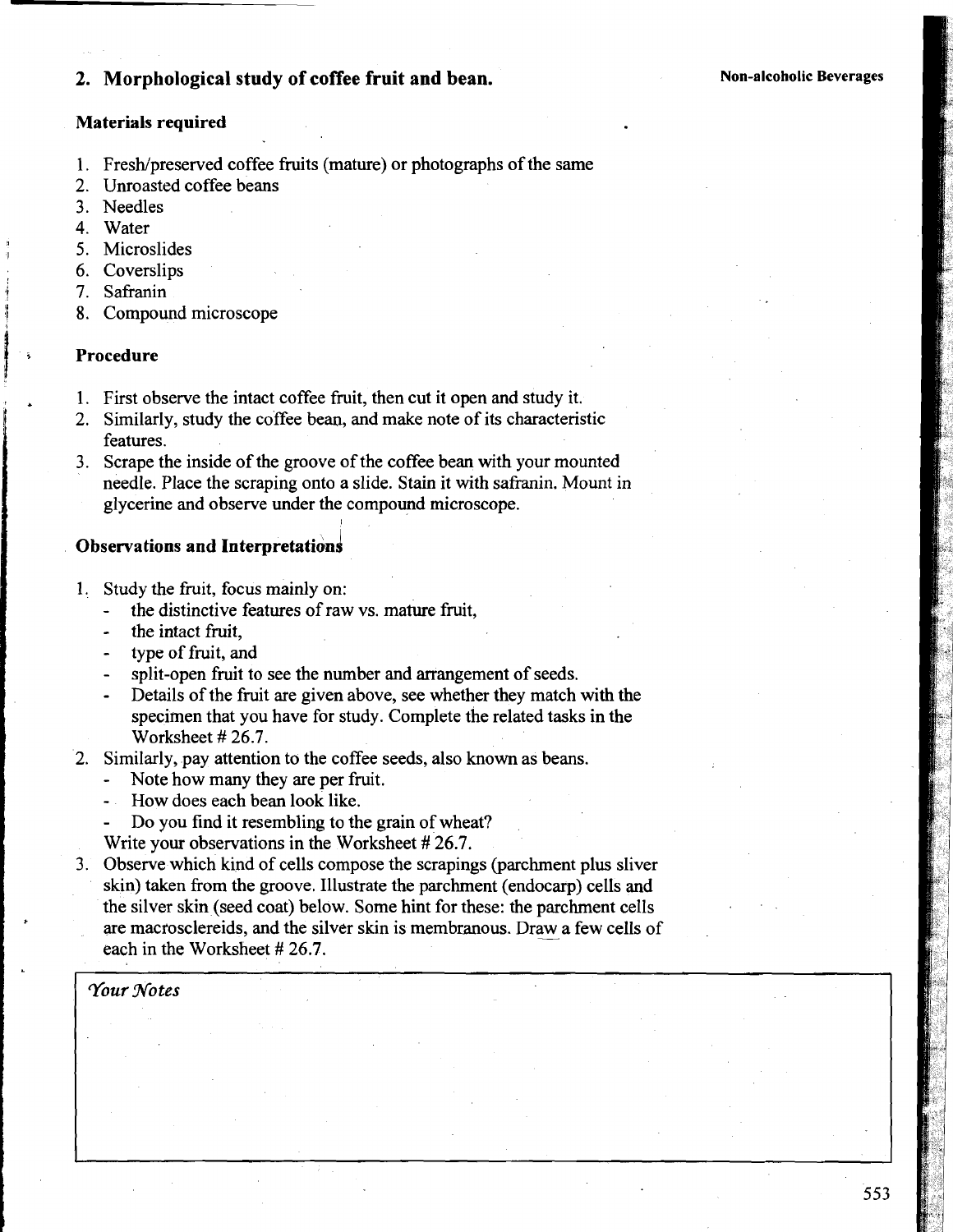## 2. Morphological study of coffee fruit and bean.

### Materials required

1. Fresh/preserved coffee fruits (mature) or photographs of the same
2. Unroasted coffee beans
3. Needles
4. Water
5. Microslides
6. Coverslips
7. Safranin
8. Compound microscope

### Procedure

1. First observe the intact coffee fruit, then cut it open and study it.
2. Similarly, study the coffee bean, and make note of its characteristic features.
3. Scrape the inside of the groove of the coffee bean with your mounted needle. Place the scraping onto a slide. Stain it with safranin. Mount in glycerine and observe under the compound microscope.

### Observations and Interpretations

1. Study the fruit, focus mainly on:
   - the distinctive features of raw vs. mature fruit,
   - the intact fruit,
   - type of fruit, and
   - split-open fruit to see the number and arrangement of seeds.
   - Details of the fruit are given above, see whether they match with the specimen that you have for study. Complete the related tasks in the Worksheet # 26.7.
2. Similarly, pay attention to the coffee seeds, also known as beans.
   - Note how many they are per fruit.
   - How does each bean look like.
   - Do you find it resembling to the grain of wheat?

   Write your observations in the Worksheet # 26.7.
3. Observe which kind of cells compose the scrapings (parchment plus sliver skin) taken from the groove. Illustrate the parchment (endocarp) cells and the silver skin (seed coat) below. Some hint for these: the parchment cells are macrosclereids, and the silver skin is membranous. Draw a few cells of each in the Worksheet # 26.7.

*Your Notes*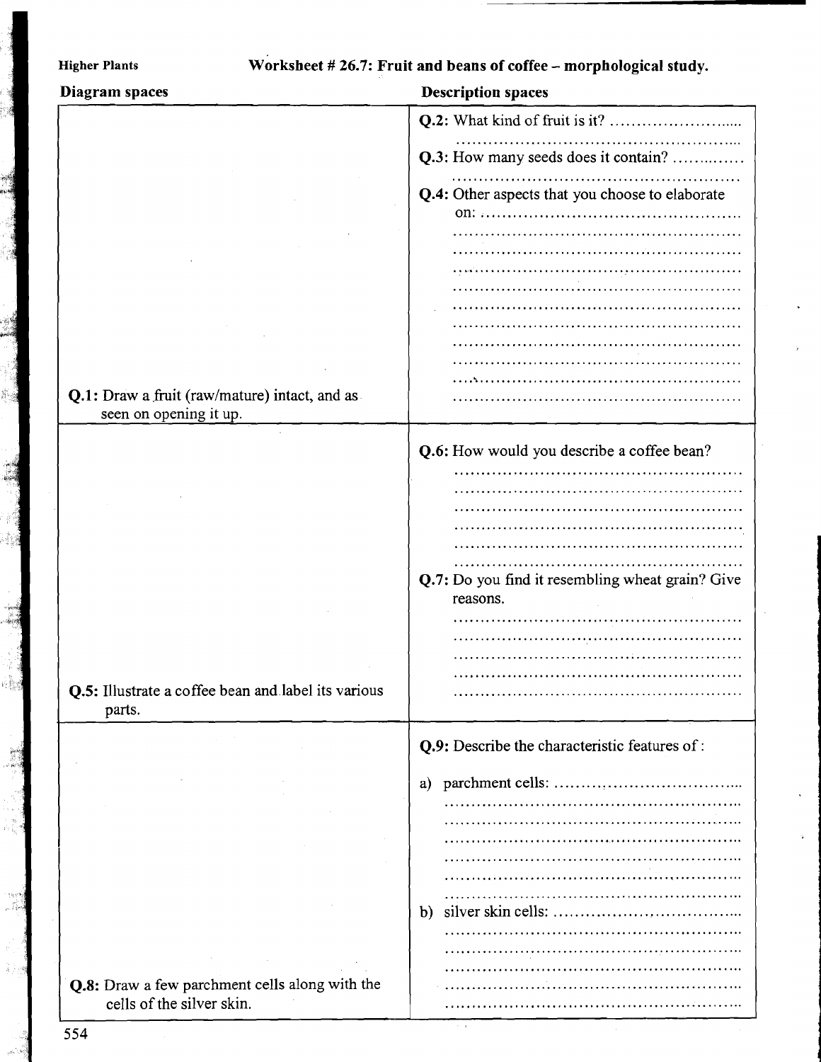## Worksheet # 26.7: Fruit and beans of coffee – morphological study.

| Diagram spaces | Description spaces |
|---|---|
| **Q.1:** Draw a fruit (raw/mature) intact, and as seen on opening it up. | **Q.2:** What kind of fruit is it? ........................<br>**Q.3:** How many seeds does it contain? ............<br>**Q.4:** Other aspects that you choose to elaborate on: ................................................ |
| **Q.5:** Illustrate a coffee bean and label its various parts. | **Q.6:** How would you describe a coffee bean? ................................................<br>**Q.7:** Do you find it resembling wheat grain? Give reasons. ................................................ |
| **Q.8:** Draw a few parchment cells along with the cells of the silver skin. | **Q.9:** Describe the characteristic features of :<br>a) parchment cells: ................................................<br>b) silver skin cells: ................................................ |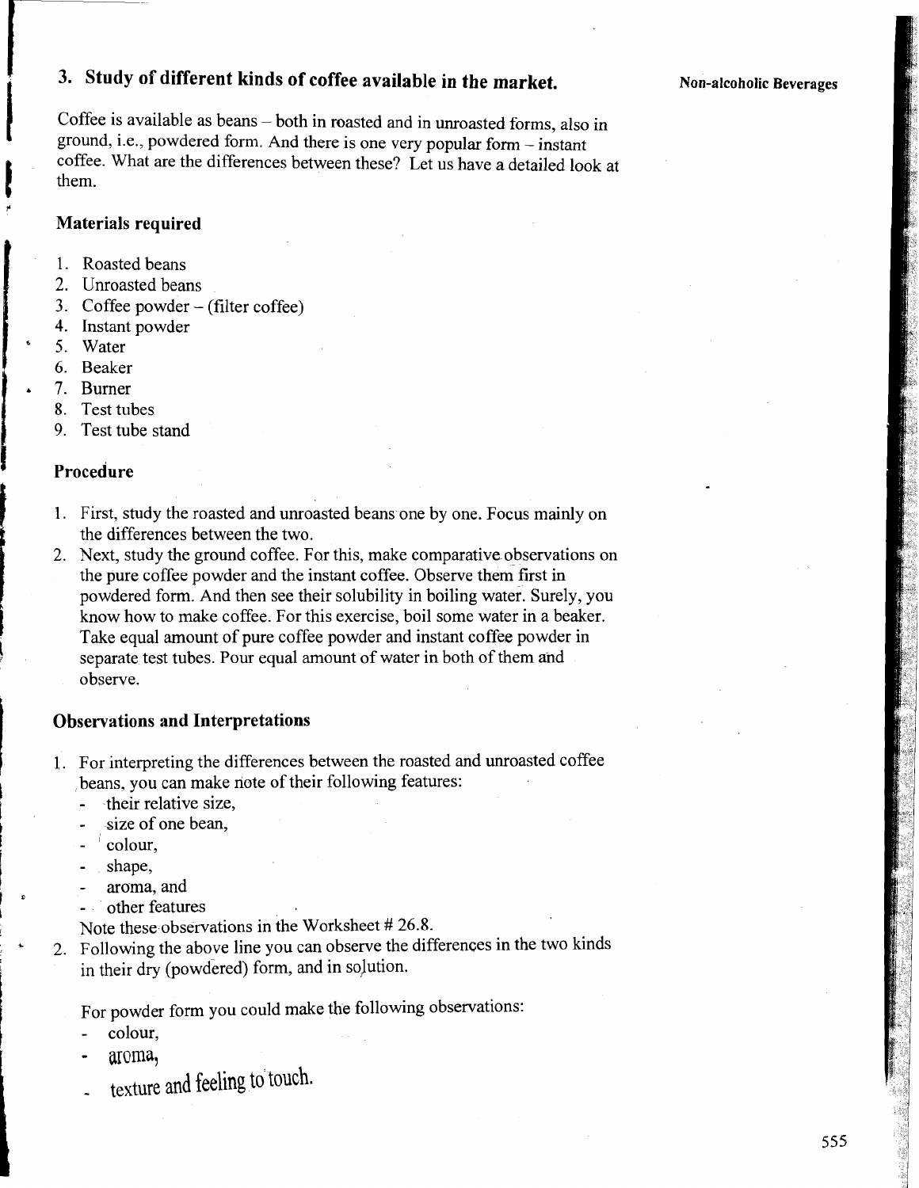## 3. Study of different kinds of coffee available in the market.

Coffee is available as beans – both in roasted and in unroasted forms, also in ground, i.e., powdered form. And there is one very popular form – instant coffee. What are the differences between these? Let us have a detailed look at them.

### Materials required

1. Roasted beans
2. Unroasted beans
3. Coffee powder – (filter coffee)
4. Instant powder
5. Water
6. Beaker
7. Burner
8. Test tubes
9. Test tube stand

### Procedure

1. First, study the roasted and unroasted beans one by one. Focus mainly on the differences between the two.
2. Next, study the ground coffee. For this, make comparative observations on the pure coffee powder and the instant coffee. Observe them first in powdered form. And then see their solubility in boiling water. Surely, you know how to make coffee. For this exercise, boil some water in a beaker. Take equal amount of pure coffee powder and instant coffee powder in separate test tubes. Pour equal amount of water in both of them and observe.

### Observations and Interpretations

1. For interpreting the differences between the roasted and unroasted coffee beans, you can make note of their following features:
   - their relative size,
   - size of one bean,
   - colour,
   - shape,
   - aroma, and
   - other features

   Note these observations in the Worksheet # 26.8.
2. Following the above line you can observe the differences in the two kinds in their dry (powdered) form, and in solution.

   For powder form you could make the following observations:
   - colour,
   - aroma,
   - texture and feeling to touch.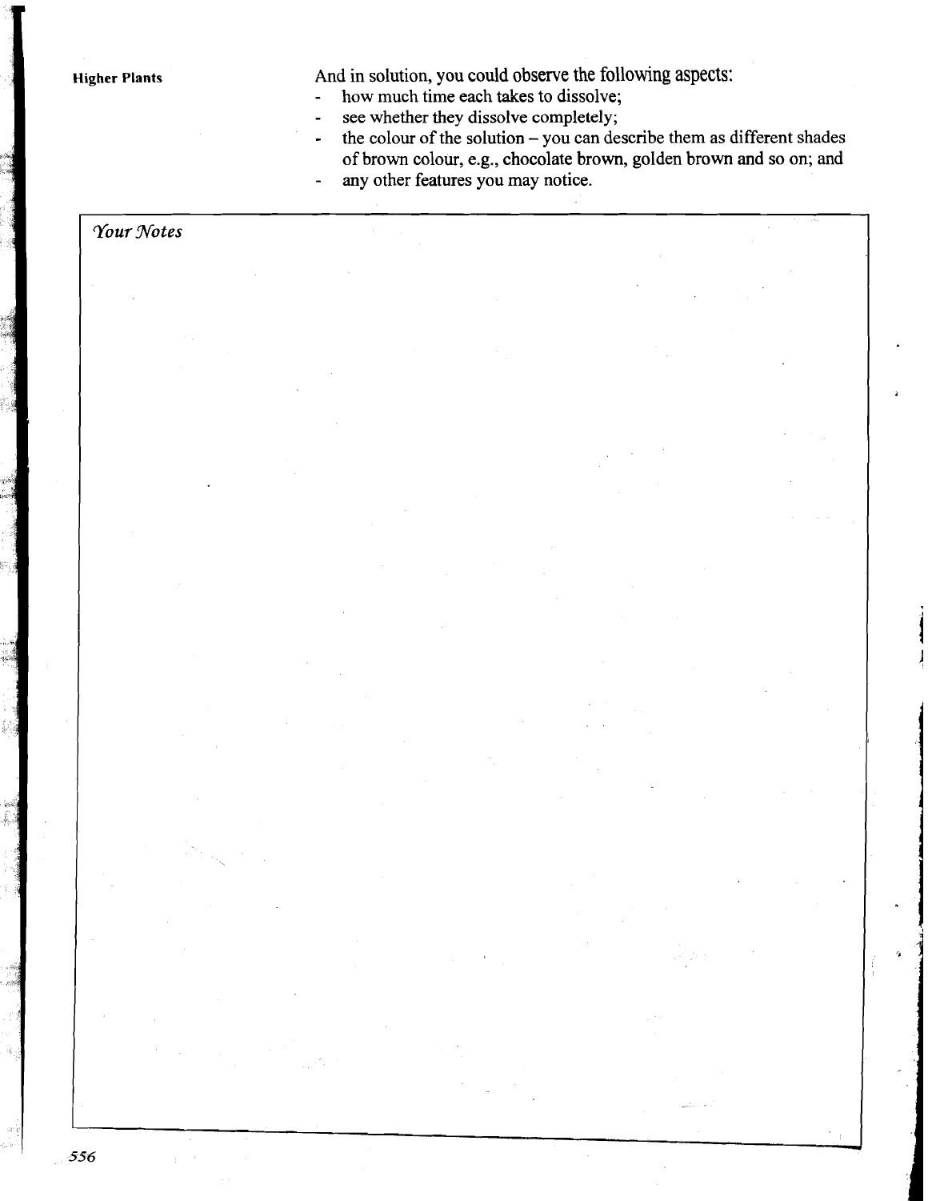And in solution, you could observe the following aspects:

- how much time each takes to dissolve;
- see whether they dissolve completely;
- the colour of the solution – you can describe them as different shades of brown colour, e.g., chocolate brown, golden brown and so on; and
- any other features you may notice.

*Your Notes*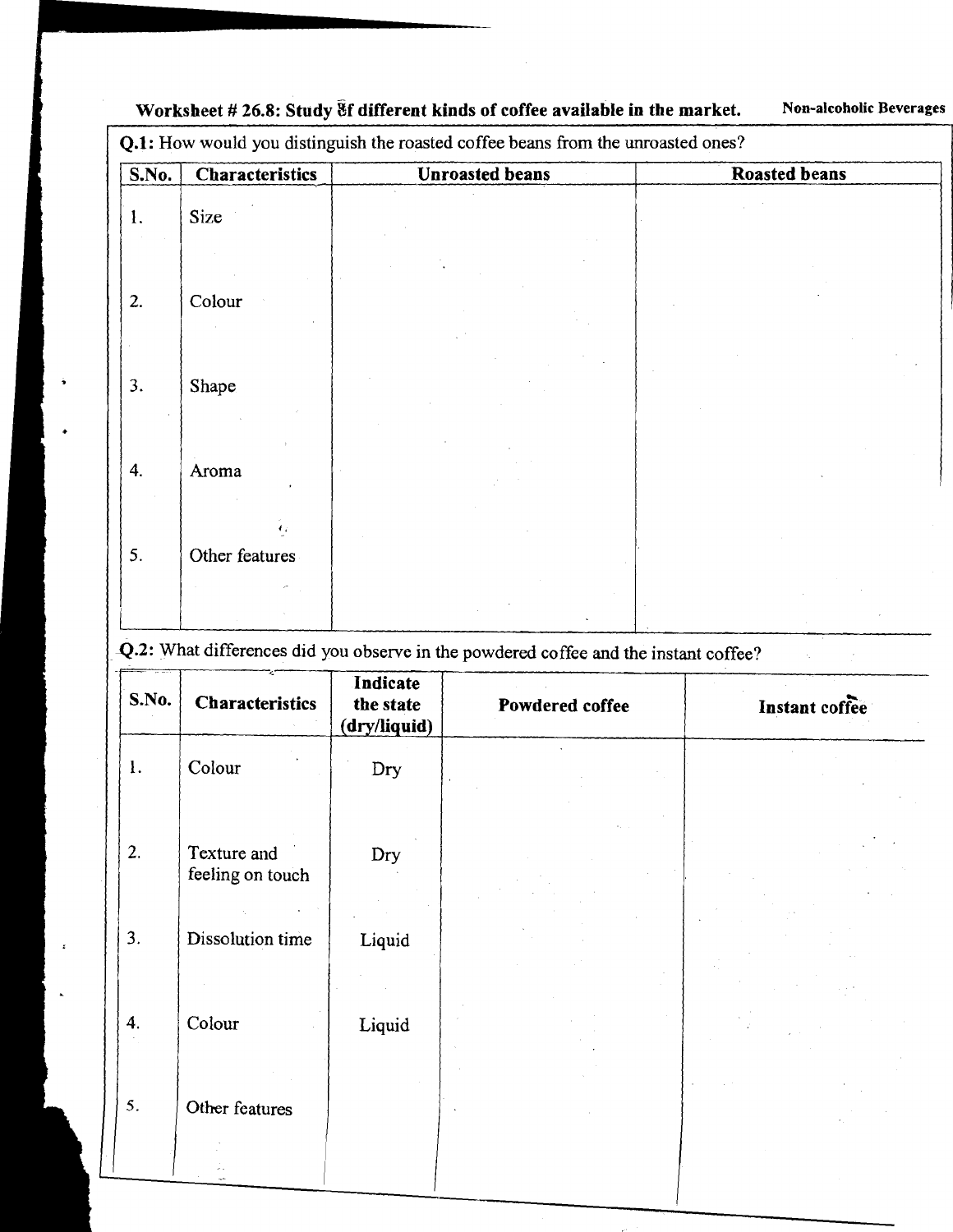**Worksheet # 26.8: Study of different kinds of coffee available in the market.** **Non-alcoholic Beverages**

**Q.1:** How would you distinguish the roasted coffee beans from the unroasted ones?

| S.No. | Characteristics | Unroasted beans | Roasted beans |
|---|---|---|---|
| 1. | Size | | |
| 2. | Colour | | |
| 3. | Shape | | |
| 4. | Aroma | | |
| 5. | Other features | | |

**Q.2:** What differences did you observe in the powdered coffee and the instant coffee?

| S.No. | Characteristics | Indicate the state (dry/liquid) | Powdered coffee | Instant coffee |
|---|---|---|---|---|
| 1. | Colour | Dry | | |
| 2. | Texture and feeling on touch | Dry | | |
| 3. | Dissolution time | Liquid | | |
| 4. | Colour | Liquid | | |
| 5. | Other features | | | |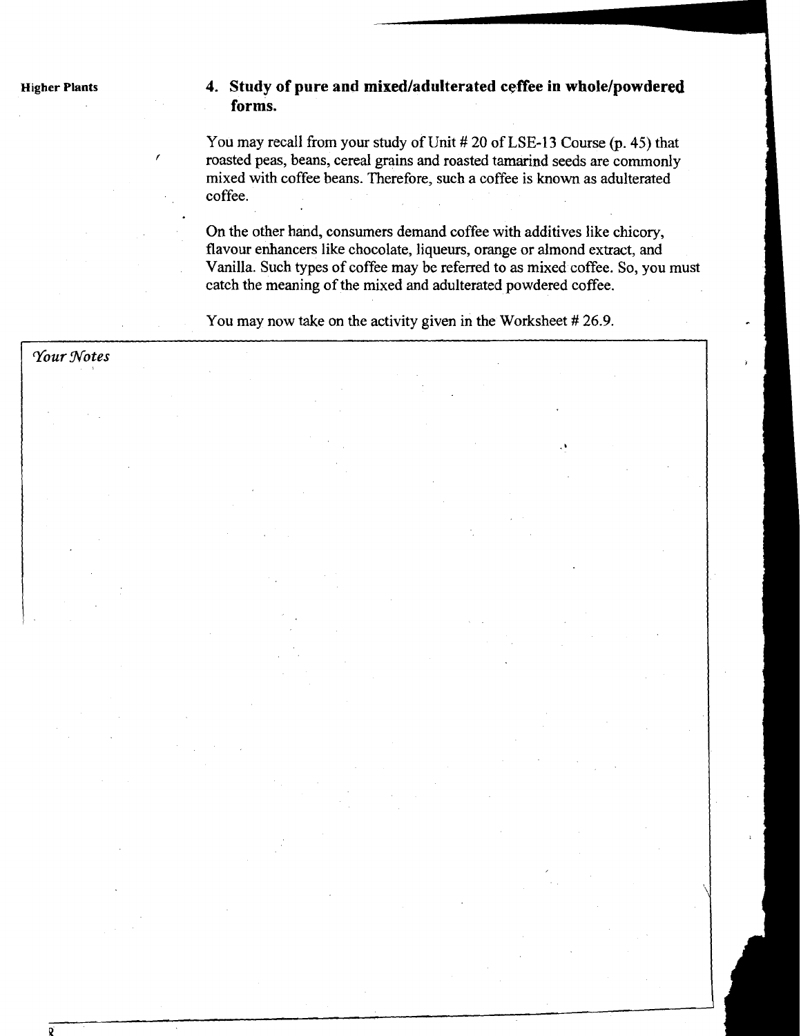### 4. Study of pure and mixed/adulterated ceffee in whole/powdered forms.

You may recall from your study of Unit # 20 of LSE-13 Course (p. 45) that roasted peas, beans, cereal grains and roasted tamarind seeds are commonly mixed with coffee beans. Therefore, such a coffee is known as adulterated coffee.

On the other hand, consumers demand coffee with additives like chicory, flavour enhancers like chocolate, liqueurs, orange or almond extract, and Vanilla. Such types of coffee may be referred to as mixed coffee. So, you must catch the meaning of the mixed and adulterated powdered coffee.

You may now take on the activity given in the Worksheet # 26.9.

*Your Notes*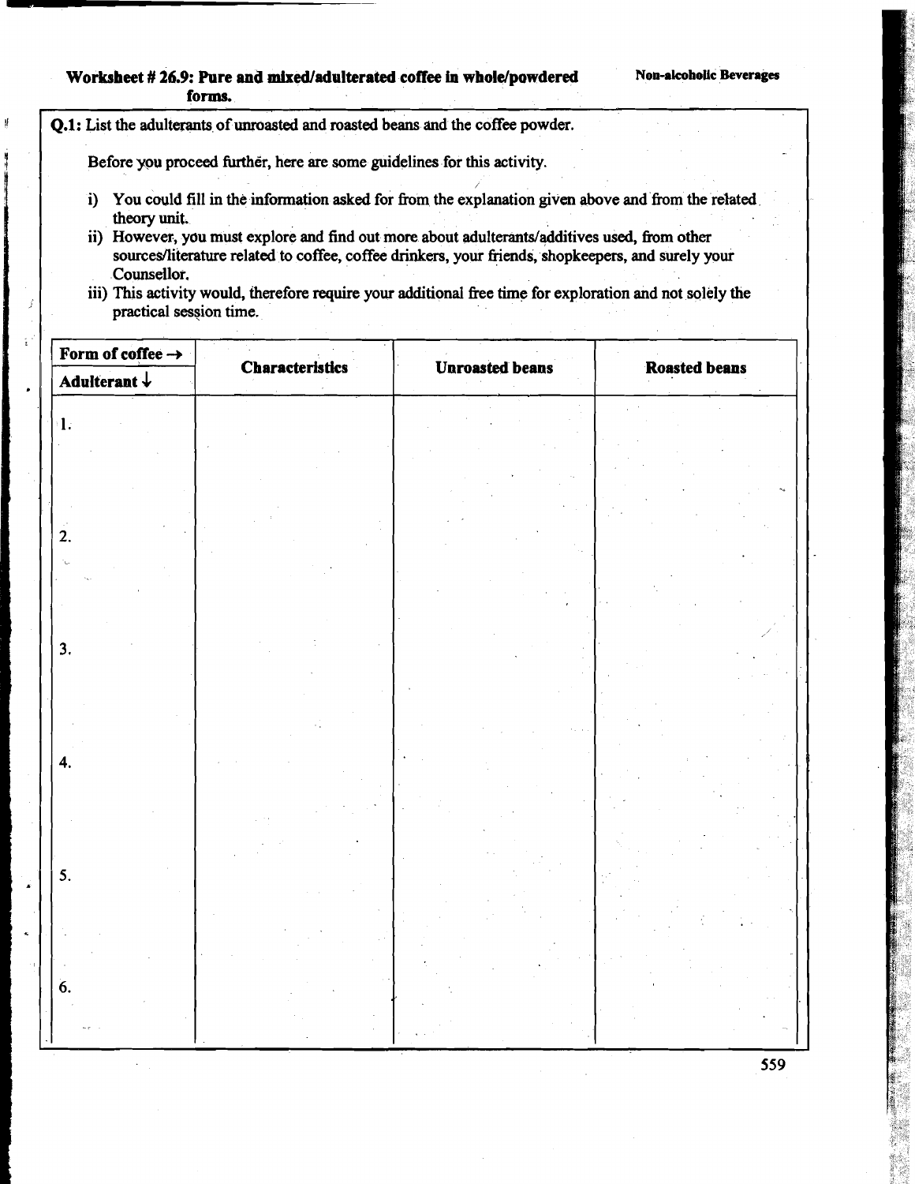## Worksheet # 26.9: Pure and mixed/adulterated coffee in whole/powdered forms.

**Q.1:** List the adulterants of unroasted and roasted beans and the coffee powder.

Before you proceed further, here are some guidelines for this activity.

i) You could fill in the information asked for from the explanation given above and from the related theory unit.
ii) However, you must explore and find out more about adulterants/additives used, from other sources/literature related to coffee, coffee drinkers, your friends, shopkeepers, and surely your Counsellor.
iii) This activity would, therefore require your additional free time for exploration and not solely the practical session time.

| Form of coffee → / Adulterant ↓ | Characteristics | Unroasted beans | Roasted beans |
|---|---|---|---|
| 1. | | | |
| 2. | | | |
| 3. | | | |
| 4. | | | |
| 5. | | | |
| 6. | | | |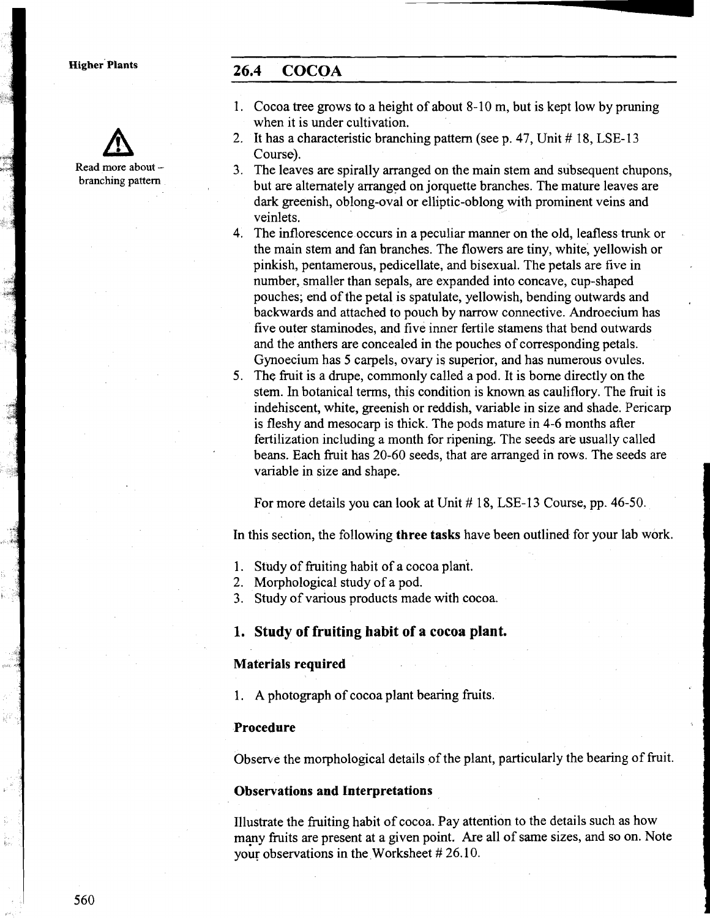## 26.4 COCOA

> Read more about – branching pattern

1. Cocoa tree grows to a height of about 8-10 m, but is kept low by pruning when it is under cultivation.
2. It has a characteristic branching pattern (see p. 47, Unit # 18, LSE-13 Course).
3. The leaves are spirally arranged on the main stem and subsequent chupons, but are alternately arranged on jorquette branches. The mature leaves are dark greenish, oblong-oval or elliptic-oblong with prominent veins and veinlets.
4. The inflorescence occurs in a peculiar manner on the old, leafless trunk or the main stem and fan branches. The flowers are tiny, white, yellowish or pinkish, pentamerous, pedicellate, and bisexual. The petals are five in number, smaller than sepals, are expanded into concave, cup-shaped pouches; end of the petal is spatulate, yellowish, bending outwards and backwards and attached to pouch by narrow connective. Androecium has five outer staminodes, and five inner fertile stamens that bend outwards and the anthers are concealed in the pouches of corresponding petals. Gynoecium has 5 carpels, ovary is superior, and has numerous ovules.
5. The fruit is a drupe, commonly called a pod. It is borne directly on the stem. In botanical terms, this condition is known as cauliflory. The fruit is indehiscent, white, greenish or reddish, variable in size and shade. Pericarp is fleshy and mesocarp is thick. The pods mature in 4-6 months after fertilization including a month for ripening. The seeds are usually called beans. Each fruit has 20-60 seeds, that are arranged in rows. The seeds are variable in size and shape.

   For more details you can look at Unit # 18, LSE-13 Course, pp. 46-50.

In this section, the following **three tasks** have been outlined for your lab work.

1. Study of fruiting habit of a cocoa plant.
2. Morphological study of a pod.
3. Study of various products made with cocoa.

### 1. Study of fruiting habit of a cocoa plant.

**Materials required**

1. A photograph of cocoa plant bearing fruits.

**Procedure**

Observe the morphological details of the plant, particularly the bearing of fruit.

**Observations and Interpretations**

Illustrate the fruiting habit of cocoa. Pay attention to the details such as how many fruits are present at a given point. Are all of same sizes, and so on. Note your observations in the Worksheet # 26.10.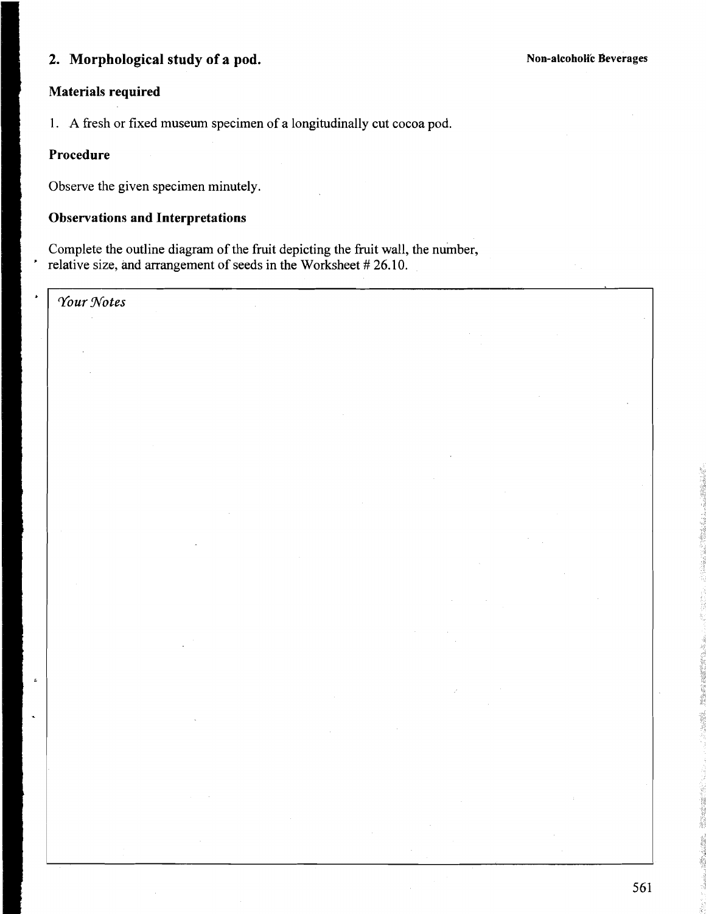## 2. Morphological study of a pod.

### Materials required

1. A fresh or fixed museum specimen of a longitudinally cut cocoa pod.

### Procedure

Observe the given specimen minutely.

### Observations and Interpretations

Complete the outline diagram of the fruit depicting the fruit wall, the number, relative size, and arrangement of seeds in the Worksheet # 26.10.

*Your Notes*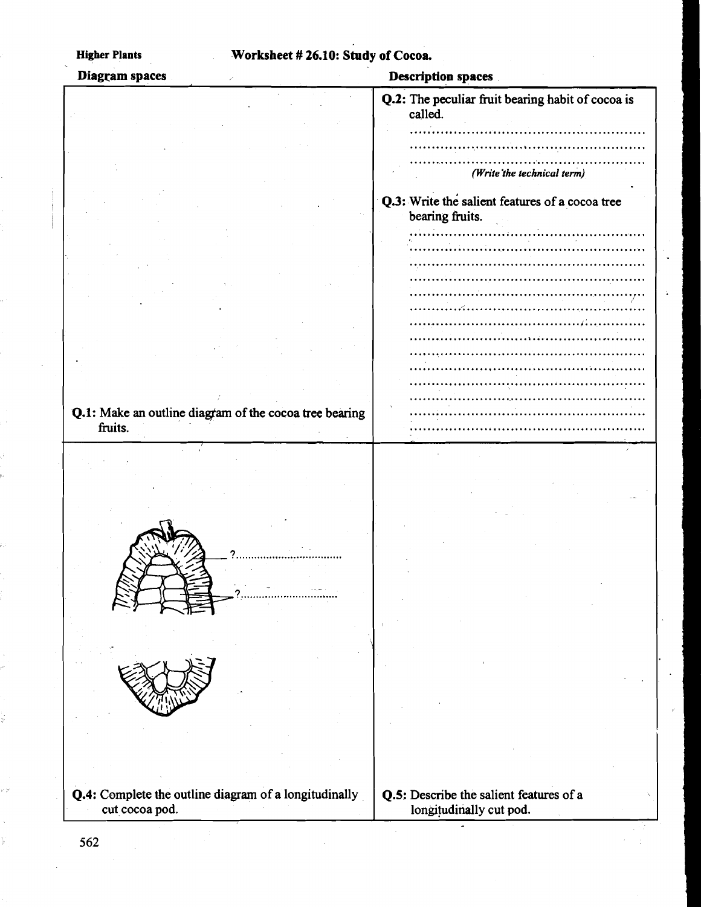Higher Plants

# Worksheet # 26.10: Study of Cocoa.

| Diagram spaces | Description spaces |
|---|---|
| **Q.1:** Make an outline diagram of the cocoa tree bearing fruits. | **Q.2:** The peculiar fruit bearing habit of cocoa is called. ................................................ ................................................ ................................................ *(Write the technical term)* **Q.3:** Write the salient features of a cocoa tree bearing fruits. ................................................ ................................................ ................................................ ................................................ ................................................ ................................................ ................................................ ................................................ ................................................ ................................................ ................................................ ................................................ ................................................ ................................................ |
| ?................................ ?................................ **Q.4:** Complete the outline diagram of a longitudinally cut cocoa pod. | **Q.5:** Describe the salient features of a longitudinally cut pod. |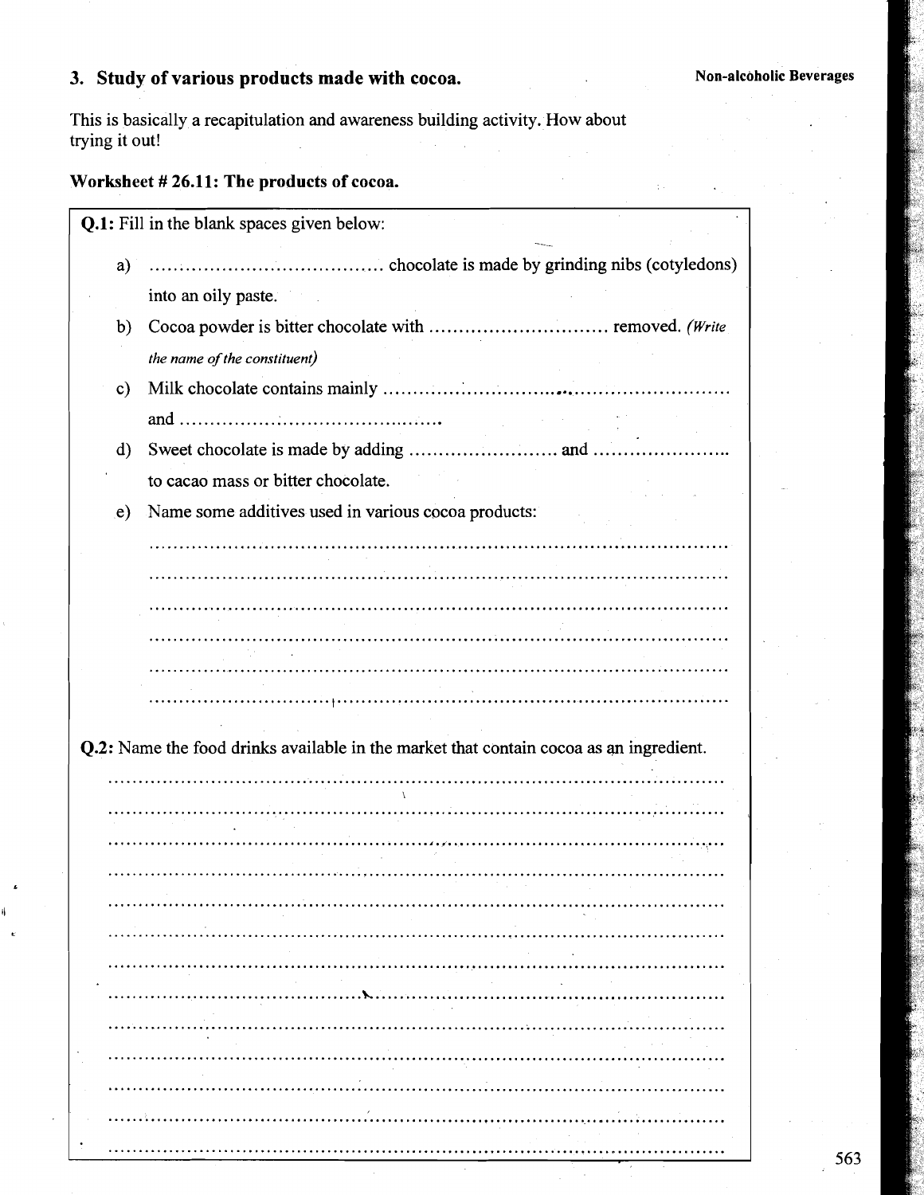## 3. Study of various products made with cocoa.

This is basically a recapitulation and awareness building activity. How about trying it out!

### Worksheet # 26.11: The products of cocoa.

**Q.1:** Fill in the blank spaces given below:

a) ...................................... chocolate is made by grinding nibs (cotyledons) into an oily paste.

b) Cocoa powder is bitter chocolate with .............................. removed. *(Write the name of the constituent)*

c) Milk chocolate contains mainly .......................................................... and ..........................................

d) Sweet chocolate is made by adding ......................... and ...................... to cacao mass or bitter chocolate.

e) Name some additives used in various cocoa products:

...........................................................................................

...........................................................................................

...........................................................................................

...........................................................................................

...........................................................................................

...........................................................................................

**Q.2:** Name the food drinks available in the market that contain cocoa as an ingredient.

...........................................................................................

...........................................................................................

...........................................................................................

...........................................................................................

...........................................................................................

...........................................................................................

...........................................................................................

...........................................................................................

...........................................................................................

...........................................................................................

...........................................................................................

...........................................................................................

...........................................................................................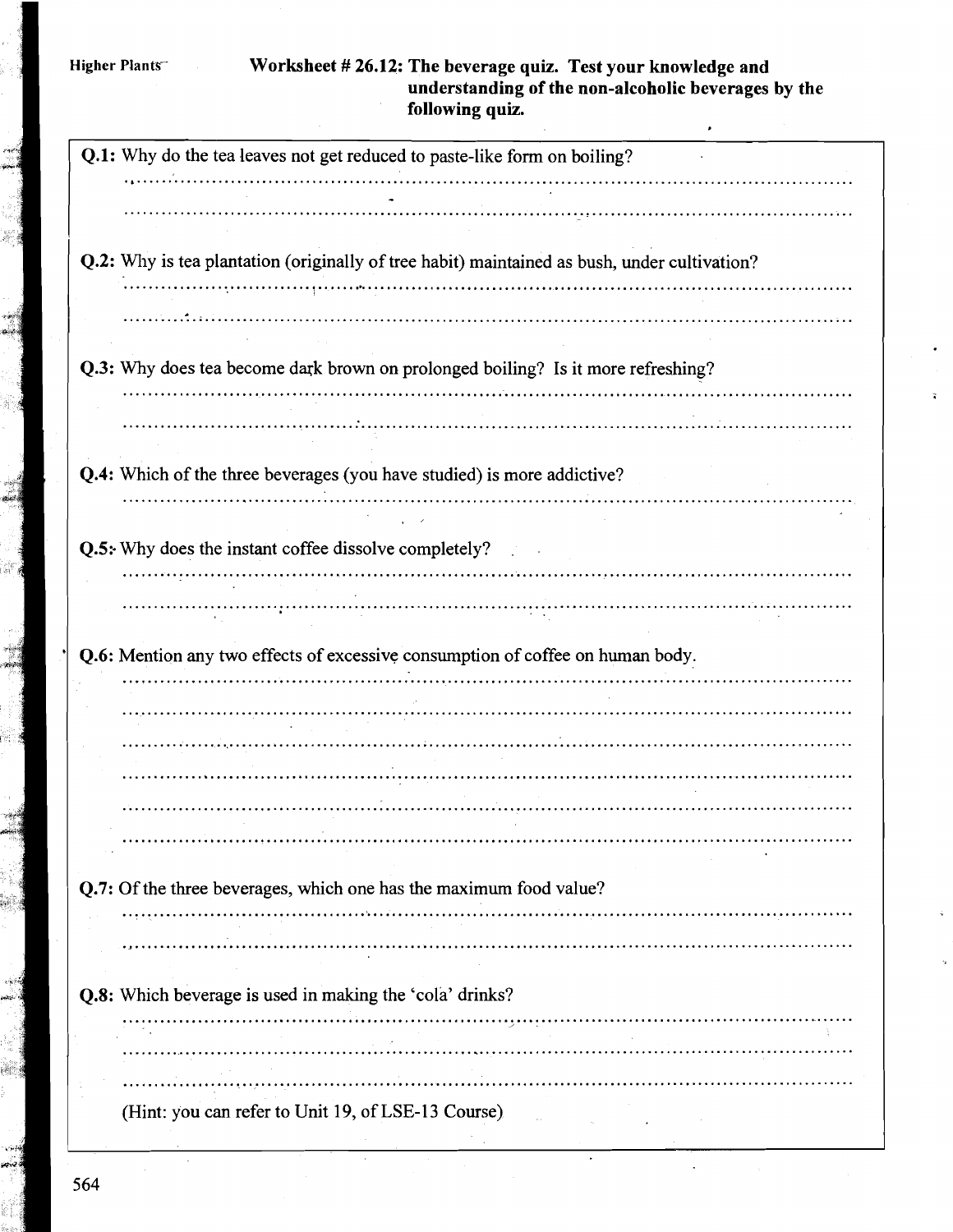**Worksheet # 26.12: The beverage quiz. Test your knowledge and understanding of the non-alcoholic beverages by the following quiz.**

**Q.1:** Why do the tea leaves not get reduced to paste-like form on boiling?

..........................................................................................................

..........................................................................................................

**Q.2:** Why is tea plantation (originally of tree habit) maintained as bush, under cultivation?

..........................................................................................................

..........................................................................................................

**Q.3:** Why does tea become dark brown on prolonged boiling? Is it more refreshing?

..........................................................................................................

..........................................................................................................

**Q.4:** Which of the three beverages (you have studied) is more addictive?

..........................................................................................................

**Q.5:** Why does the instant coffee dissolve completely?

..........................................................................................................

..........................................................................................................

**Q.6:** Mention any two effects of excessive consumption of coffee on human body.

..........................................................................................................

..........................................................................................................

..........................................................................................................

..........................................................................................................

..........................................................................................................

..........................................................................................................

**Q.7:** Of the three beverages, which one has the maximum food value?

..........................................................................................................

..........................................................................................................

**Q.8:** Which beverage is used in making the 'cola' drinks?

..........................................................................................................

..........................................................................................................

..........................................................................................................

(Hint: you can refer to Unit 19, of LSE-13 Course)